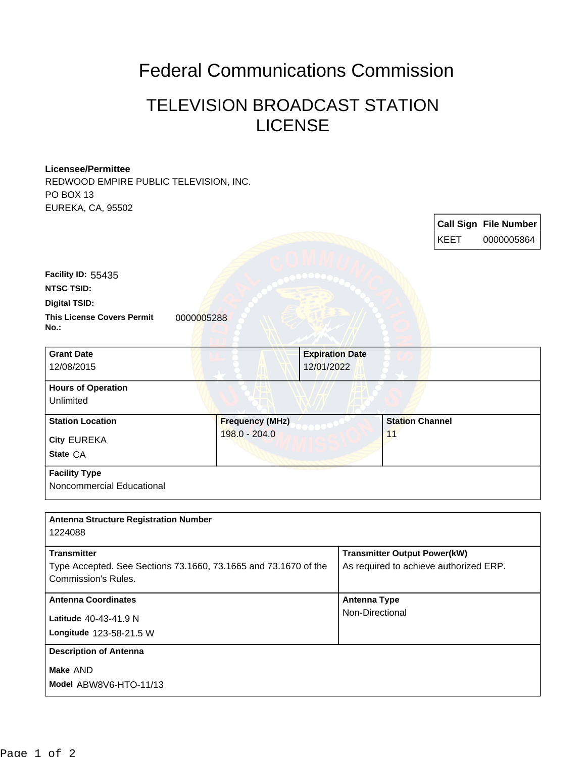# Federal Communications Commission

## TELEVISION BROADCAST STATION LICENSE

**Licensee/Permittee**
REDWOOD EMPIRE PUBLIC TELEVISION, INC.
PO BOX 13
EUREKA, CA, 95502

| Call Sign | File Number |
|---|---|
| KEET | 0000005864 |

**Facility ID:** 55435
**NTSC TSID:**
**Digital TSID:**
**This License Covers Permit No.:** 0000005288

| Grant Date | Expiration Date | |
|---|---|---|
| 12/08/2015 | 12/01/2022 | |
| **Hours of Operation** | | |
| Unlimited | | |
| **Station Location** | **Frequency (MHz)** | **Station Channel** |
| City EUREKA<br>State CA | 198.0 - 204.0 | 11 |
| **Facility Type** | | |
| Noncommercial Educational | | |

| Antenna Structure Registration Number | |
|---|---|
| 1224088 | |
| **Transmitter** | **Transmitter Output Power(kW)** |
| Type Accepted. See Sections 73.1660, 73.1665 and 73.1670 of the Commission's Rules. | As required to achieve authorized ERP. |
| **Antenna Coordinates** | **Antenna Type** |
| Latitude 40-43-41.9 N<br>Longitude 123-58-21.5 W | Non-Directional |
| **Description of Antenna** | |
| Make AND<br>Model ABW8V6-HTO-11/13 | |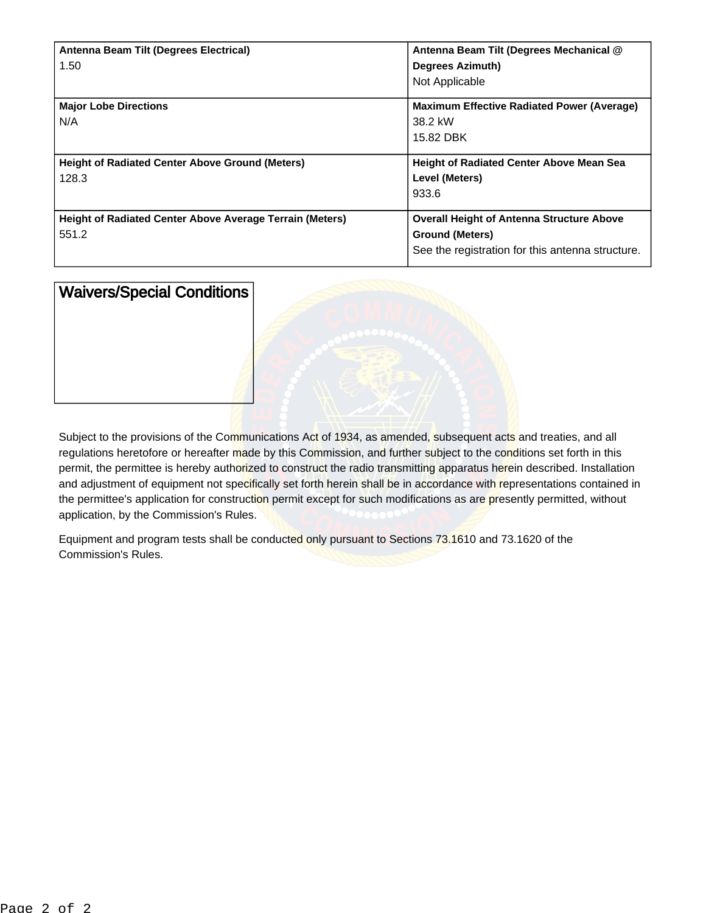| | |
|---|---|
| **Antenna Beam Tilt (Degrees Electrical)**<br>1.50 | **Antenna Beam Tilt (Degrees Mechanical @ Degrees Azimuth)**<br>Not Applicable |
| **Major Lobe Directions**<br>N/A | **Maximum Effective Radiated Power (Average)**<br>38.2 kW<br>15.82 DBK |
| **Height of Radiated Center Above Ground (Meters)**<br>128.3 | **Height of Radiated Center Above Mean Sea Level (Meters)**<br>933.6 |
| **Height of Radiated Center Above Average Terrain (Meters)**<br>551.2 | **Overall Height of Antenna Structure Above Ground (Meters)**<br>See the registration for this antenna structure. |

## Waivers/Special Conditions

Subject to the provisions of the Communications Act of 1934, as amended, subsequent acts and treaties, and all regulations heretofore or hereafter made by this Commission, and further subject to the conditions set forth in this permit, the permittee is hereby authorized to construct the radio transmitting apparatus herein described. Installation and adjustment of equipment not specifically set forth herein shall be in accordance with representations contained in the permittee's application for construction permit except for such modifications as are presently permitted, without application, by the Commission's Rules.

Equipment and program tests shall be conducted only pursuant to Sections 73.1610 and 73.1620 of the Commission's Rules.